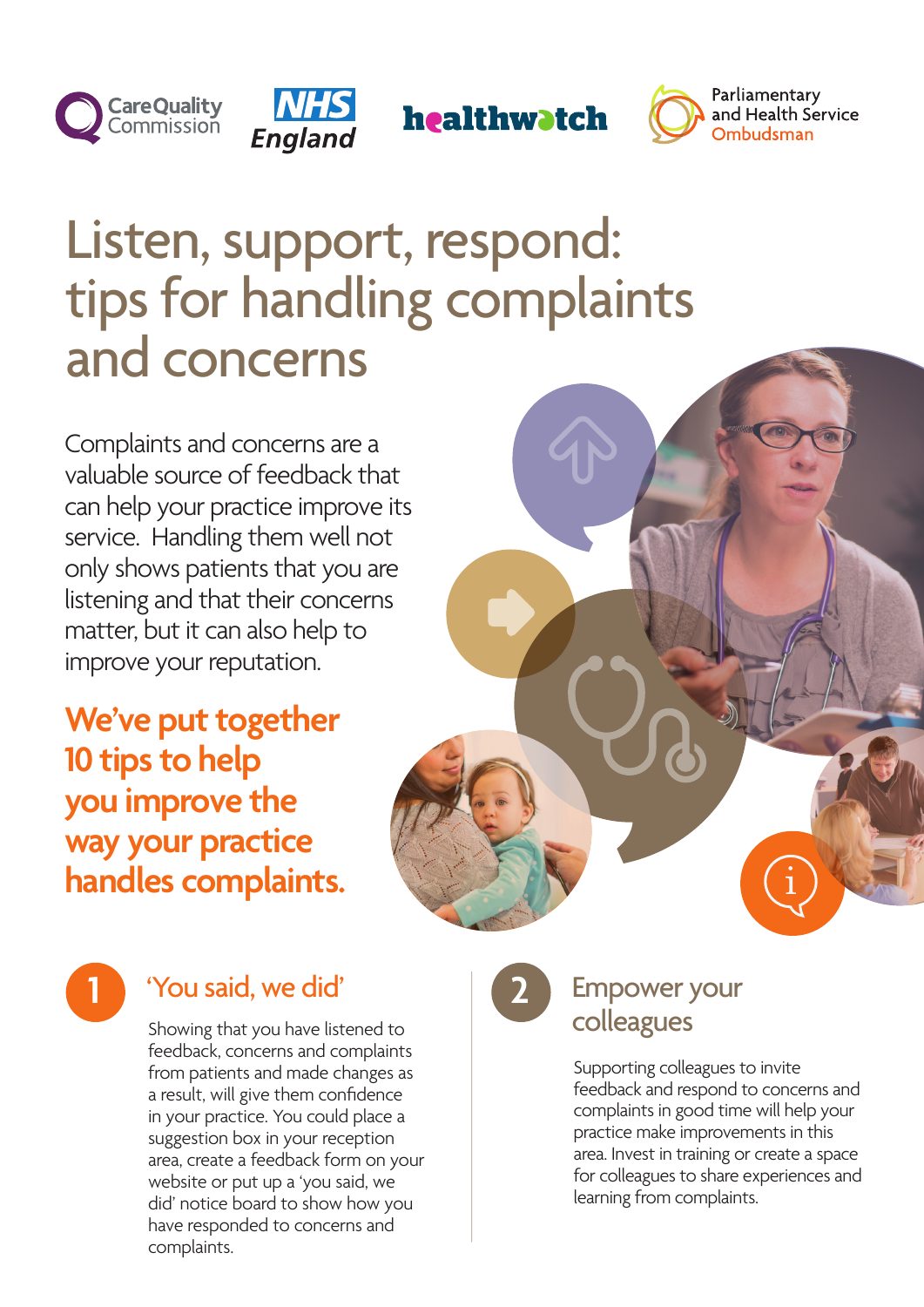Care Quality Commission | NHS England | healthwatch | Parliamentary and Health Service Ombudsman

# Listen, support, respond: tips for handling complaints and concerns

Complaints and concerns are a valuable source of feedback that can help your practice improve its service. Handling them well not only shows patients that you are listening and that their concerns matter, but it can also help to improve your reputation.

**We've put together 10 tips to help you improve the way your practice handles complaints.**

## 1 'You said, we did'

Showing that you have listened to feedback, concerns and complaints from patients and made changes as a result, will give them confidence in your practice. You could place a suggestion box in your reception area, create a feedback form on your website or put up a 'you said, we did' notice board to show how you have responded to concerns and complaints.

## 2 Empower your colleagues

Supporting colleagues to invite feedback and respond to concerns and complaints in good time will help your practice make improvements in this area. Invest in training or create a space for colleagues to share experiences and learning from complaints.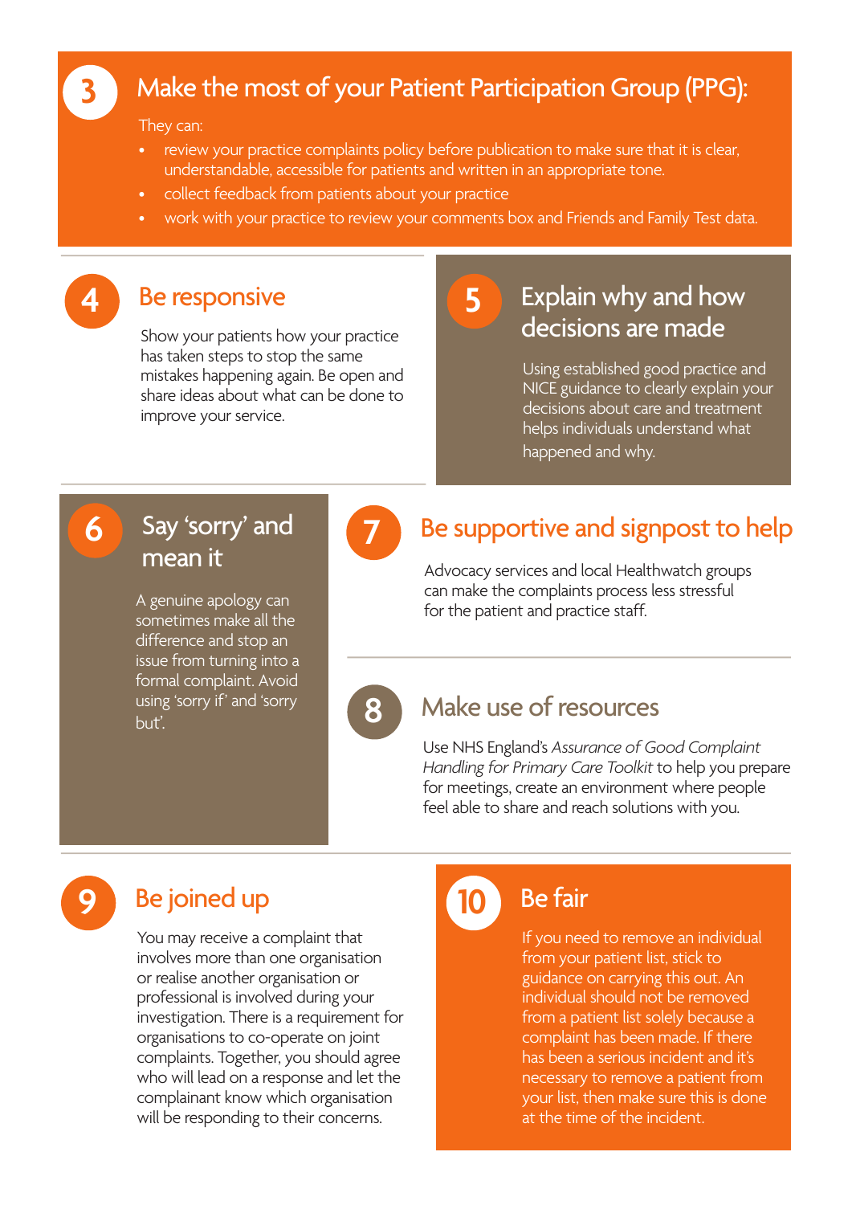## 3 Make the most of your Patient Participation Group (PPG):

They can:

- review your practice complaints policy before publication to make sure that it is clear, understandable, accessible for patients and written in an appropriate tone.
- collect feedback from patients about your practice
- work with your practice to review your comments box and Friends and Family Test data.

## 4 Be responsive

Show your patients how your practice has taken steps to stop the same mistakes happening again. Be open and share ideas about what can be done to improve your service.

## 5 Explain why and how decisions are made

Using established good practice and NICE guidance to clearly explain your decisions about care and treatment helps individuals understand what happened and why.

## 6 Say 'sorry' and mean it

A genuine apology can sometimes make all the difference and stop an issue from turning into a formal complaint. Avoid using 'sorry if' and 'sorry but'.

## 7 Be supportive and signpost to help

Advocacy services and local Healthwatch groups can make the complaints process less stressful for the patient and practice staff.

## 8 Make use of resources

Use NHS England's *Assurance of Good Complaint Handling for Primary Care Toolkit* to help you prepare for meetings, create an environment where people feel able to share and reach solutions with you.

## 9 Be joined up

You may receive a complaint that involves more than one organisation or realise another organisation or professional is involved during your investigation. There is a requirement for organisations to co-operate on joint complaints. Together, you should agree who will lead on a response and let the complainant know which organisation will be responding to their concerns.

## 10 Be fair

If you need to remove an individual from your patient list, stick to guidance on carrying this out. An individual should not be removed from a patient list solely because a complaint has been made. If there has been a serious incident and it's necessary to remove a patient from your list, then make sure this is done at the time of the incident.